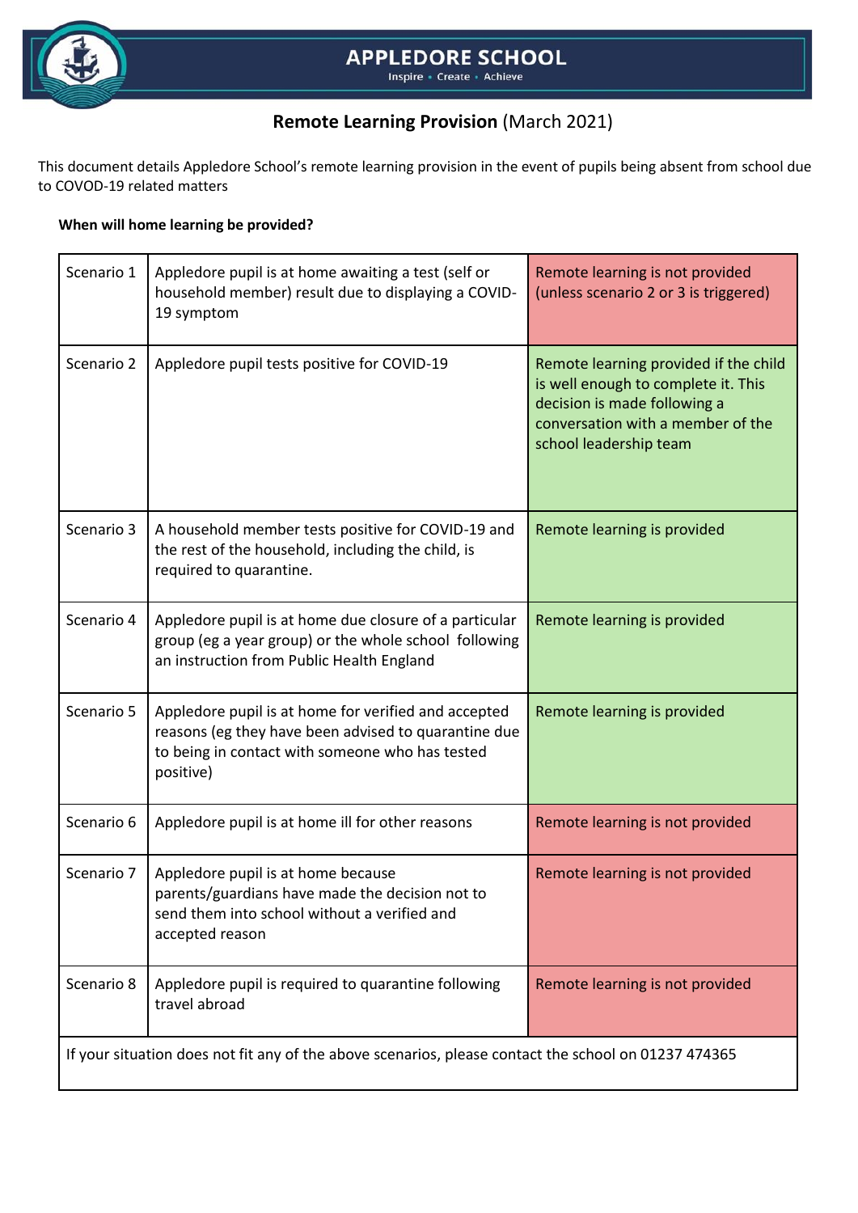# APPLEDORE SCHOOL

Inspire • Create • Achieve

## **Remote Learning Provision** (March 2021)

This document details Appledore School's remote learning provision in the event of pupils being absent from school due to COVOD-19 related matters

**When will home learning be provided?**

| Scenario | Situation | Provision |
|---|---|---|
| Scenario 1 | Appledore pupil is at home awaiting a test (self or household member) result due to displaying a COVID-19 symptom | Remote learning is not provided (unless scenario 2 or 3 is triggered) |
| Scenario 2 | Appledore pupil tests positive for COVID-19 | Remote learning provided if the child is well enough to complete it. This decision is made following a conversation with a member of the school leadership team |
| Scenario 3 | A household member tests positive for COVID-19 and the rest of the household, including the child, is required to quarantine. | Remote learning is provided |
| Scenario 4 | Appledore pupil is at home due closure of a particular group (eg a year group) or the whole school following an instruction from Public Health England | Remote learning is provided |
| Scenario 5 | Appledore pupil is at home for verified and accepted reasons (eg they have been advised to quarantine due to being in contact with someone who has tested positive) | Remote learning is provided |
| Scenario 6 | Appledore pupil is at home ill for other reasons | Remote learning is not provided |
| Scenario 7 | Appledore pupil is at home because parents/guardians have made the decision not to send them into school without a verified and accepted reason | Remote learning is not provided |
| Scenario 8 | Appledore pupil is required to quarantine following travel abroad | Remote learning is not provided |

If your situation does not fit any of the above scenarios, please contact the school on 01237 474365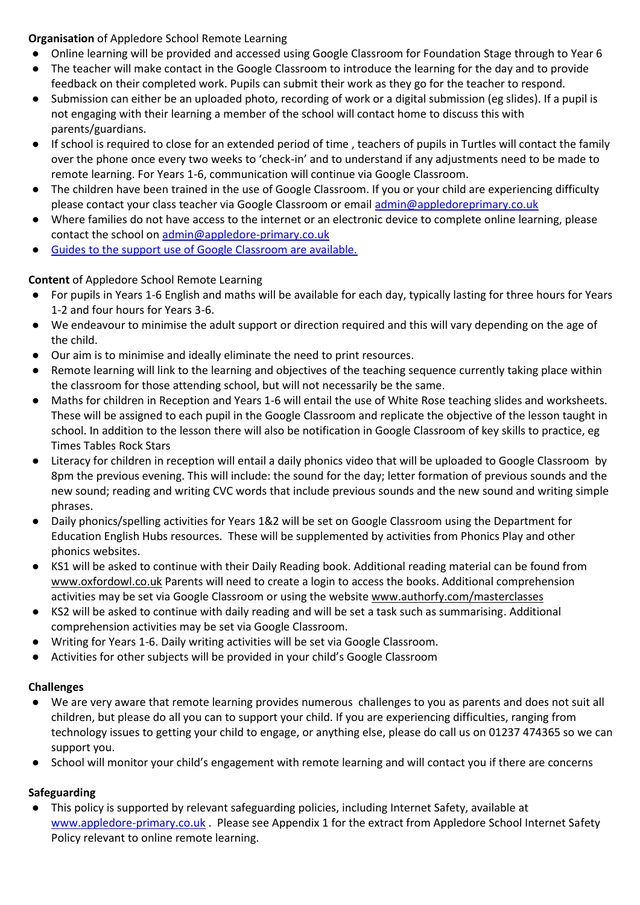**Organisation** of Appledore School Remote Learning

- Online learning will be provided and accessed using Google Classroom for Foundation Stage through to Year 6
- The teacher will make contact in the Google Classroom to introduce the learning for the day and to provide feedback on their completed work. Pupils can submit their work as they go for the teacher to respond.
- Submission can either be an uploaded photo, recording of work or a digital submission (eg slides). If a pupil is not engaging with their learning a member of the school will contact home to discuss this with parents/guardians.
- If school is required to close for an extended period of time , teachers of pupils in Turtles will contact the family over the phone once every two weeks to 'check-in' and to understand if any adjustments need to be made to remote learning. For Years 1-6, communication will continue via Google Classroom.
- The children have been trained in the use of Google Classroom. If you or your child are experiencing difficulty please contact your class teacher via Google Classroom or email admin@appledoreprimary.co.uk
- Where families do not have access to the internet or an electronic device to complete online learning, please contact the school on admin@appledore-primary.co.uk
- Guides to the support use of Google Classroom are available.

**Content** of Appledore School Remote Learning

- For pupils in Years 1-6 English and maths will be available for each day, typically lasting for three hours for Years 1-2 and four hours for Years 3-6.
- We endeavour to minimise the adult support or direction required and this will vary depending on the age of the child.
- Our aim is to minimise and ideally eliminate the need to print resources.
- Remote learning will link to the learning and objectives of the teaching sequence currently taking place within the classroom for those attending school, but will not necessarily be the same.
- Maths for children in Reception and Years 1-6 will entail the use of White Rose teaching slides and worksheets. These will be assigned to each pupil in the Google Classroom and replicate the objective of the lesson taught in school. In addition to the lesson there will also be notification in Google Classroom of key skills to practice, eg Times Tables Rock Stars
- Literacy for children in reception will entail a daily phonics video that will be uploaded to Google Classroom by 8pm the previous evening. This will include: the sound for the day; letter formation of previous sounds and the new sound; reading and writing CVC words that include previous sounds and the new sound and writing simple phrases.
- Daily phonics/spelling activities for Years 1&2 will be set on Google Classroom using the Department for Education English Hubs resources. These will be supplemented by activities from Phonics Play and other phonics websites.
- KS1 will be asked to continue with their Daily Reading book. Additional reading material can be found from www.oxfordowl.co.uk Parents will need to create a login to access the books. Additional comprehension activities may be set via Google Classroom or using the website www.authorfy.com/masterclasses
- KS2 will be asked to continue with daily reading and will be set a task such as summarising. Additional comprehension activities may be set via Google Classroom.
- Writing for Years 1-6. Daily writing activities will be set via Google Classroom.
- Activities for other subjects will be provided in your child's Google Classroom

**Challenges**

- We are very aware that remote learning provides numerous challenges to you as parents and does not suit all children, but please do all you can to support your child. If you are experiencing difficulties, ranging from technology issues to getting your child to engage, or anything else, please do call us on 01237 474365 so we can support you.
- School will monitor your child's engagement with remote learning and will contact you if there are concerns

**Safeguarding**

- This policy is supported by relevant safeguarding policies, including Internet Safety, available at www.appledore-primary.co.uk . Please see Appendix 1 for the extract from Appledore School Internet Safety Policy relevant to online remote learning.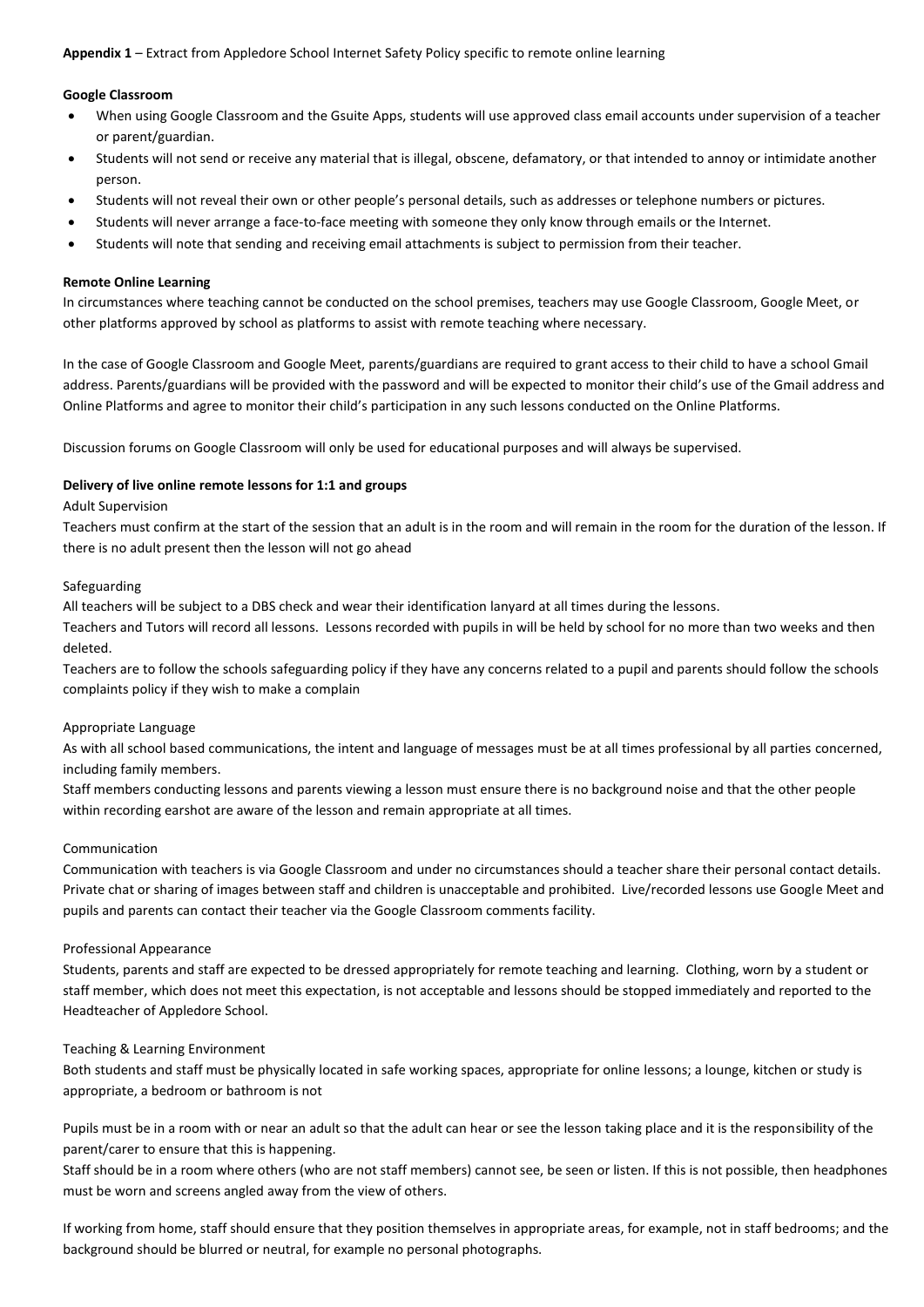**Appendix 1** – Extract from Appledore School Internet Safety Policy specific to remote online learning

**Google Classroom**

- When using Google Classroom and the Gsuite Apps, students will use approved class email accounts under supervision of a teacher or parent/guardian.
- Students will not send or receive any material that is illegal, obscene, defamatory, or that intended to annoy or intimidate another person.
- Students will not reveal their own or other people's personal details, such as addresses or telephone numbers or pictures.
- Students will never arrange a face-to-face meeting with someone they only know through emails or the Internet.
- Students will note that sending and receiving email attachments is subject to permission from their teacher.

**Remote Online Learning**

In circumstances where teaching cannot be conducted on the school premises, teachers may use Google Classroom, Google Meet, or other platforms approved by school as platforms to assist with remote teaching where necessary.

In the case of Google Classroom and Google Meet, parents/guardians are required to grant access to their child to have a school Gmail address. Parents/guardians will be provided with the password and will be expected to monitor their child's use of the Gmail address and Online Platforms and agree to monitor their child's participation in any such lessons conducted on the Online Platforms.

Discussion forums on Google Classroom will only be used for educational purposes and will always be supervised.

**Delivery of live online remote lessons for 1:1 and groups**

Adult Supervision

Teachers must confirm at the start of the session that an adult is in the room and will remain in the room for the duration of the lesson. If there is no adult present then the lesson will not go ahead

Safeguarding

All teachers will be subject to a DBS check and wear their identification lanyard at all times during the lessons.

Teachers and Tutors will record all lessons. Lessons recorded with pupils in will be held by school for no more than two weeks and then deleted.

Teachers are to follow the schools safeguarding policy if they have any concerns related to a pupil and parents should follow the schools complaints policy if they wish to make a complain

Appropriate Language

As with all school based communications, the intent and language of messages must be at all times professional by all parties concerned, including family members.

Staff members conducting lessons and parents viewing a lesson must ensure there is no background noise and that the other people within recording earshot are aware of the lesson and remain appropriate at all times.

Communication

Communication with teachers is via Google Classroom and under no circumstances should a teacher share their personal contact details. Private chat or sharing of images between staff and children is unacceptable and prohibited. Live/recorded lessons use Google Meet and pupils and parents can contact their teacher via the Google Classroom comments facility.

Professional Appearance

Students, parents and staff are expected to be dressed appropriately for remote teaching and learning. Clothing, worn by a student or staff member, which does not meet this expectation, is not acceptable and lessons should be stopped immediately and reported to the Headteacher of Appledore School.

Teaching & Learning Environment

Both students and staff must be physically located in safe working spaces, appropriate for online lessons; a lounge, kitchen or study is appropriate, a bedroom or bathroom is not

Pupils must be in a room with or near an adult so that the adult can hear or see the lesson taking place and it is the responsibility of the parent/carer to ensure that this is happening.

Staff should be in a room where others (who are not staff members) cannot see, be seen or listen. If this is not possible, then headphones must be worn and screens angled away from the view of others.

If working from home, staff should ensure that they position themselves in appropriate areas, for example, not in staff bedrooms; and the background should be blurred or neutral, for example no personal photographs.